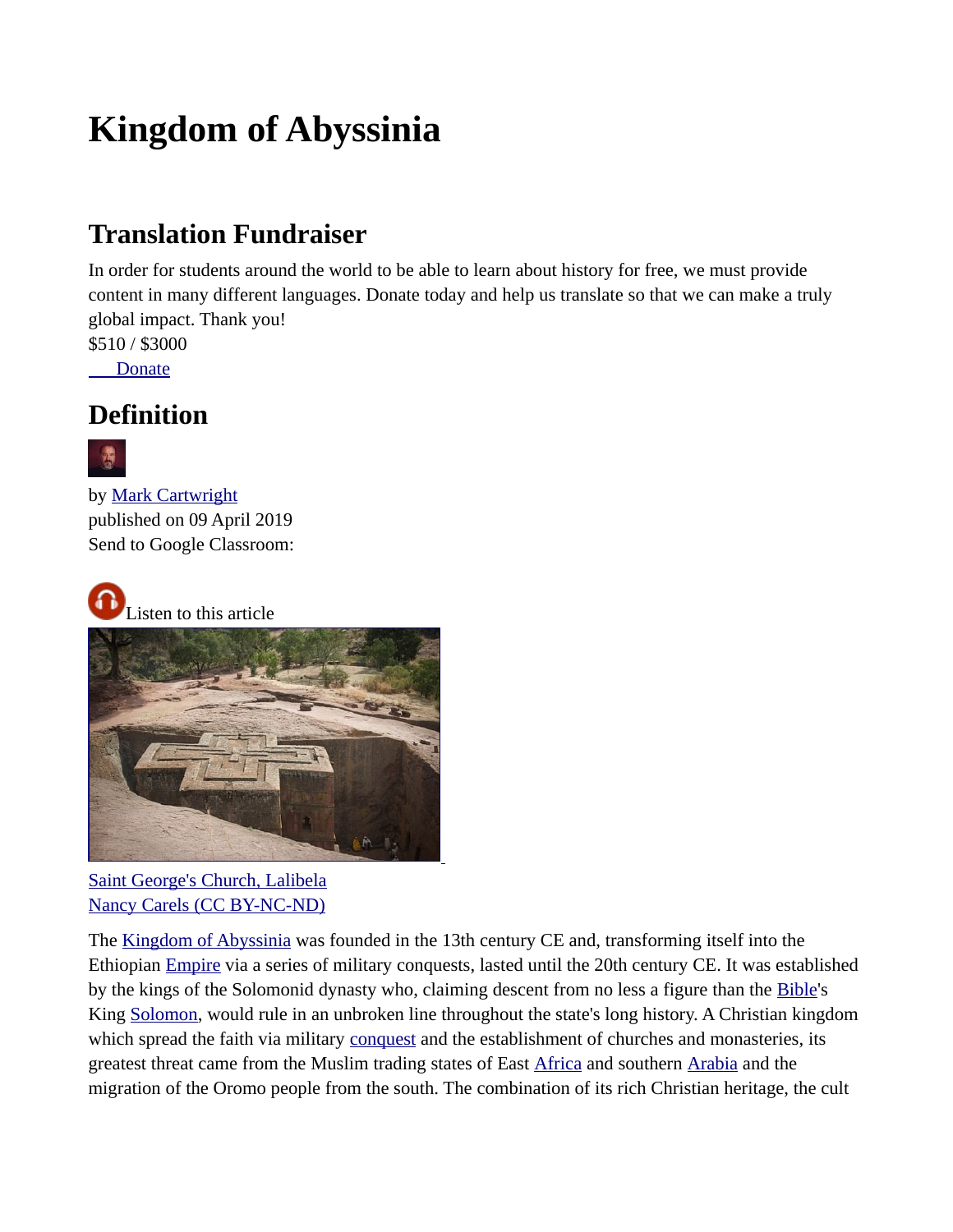# Kingdom of Abyssinia

## Translation Fundraiser

In order for students around the world to be able to learn about history for free, we must provide content in many different languages. Donate today and help us translate so that we can make a truly global impact. Thank you!

$510 / $3000

Donate

## Definition

by Mark Cartwright
published on 09 April 2019
Send to Google Classroom:

Listen to this article

Saint George's Church, Lalibela
Nancy Carels (CC BY-NC-ND)

The Kingdom of Abyssinia was founded in the 13th century CE and, transforming itself into the Ethiopian Empire via a series of military conquests, lasted until the 20th century CE. It was established by the kings of the Solomonid dynasty who, claiming descent from no less a figure than the Bible's King Solomon, would rule in an unbroken line throughout the state's long history. A Christian kingdom which spread the faith via military conquest and the establishment of churches and monasteries, its greatest threat came from the Muslim trading states of East Africa and southern Arabia and the migration of the Oromo people from the south. The combination of its rich Christian heritage, the cult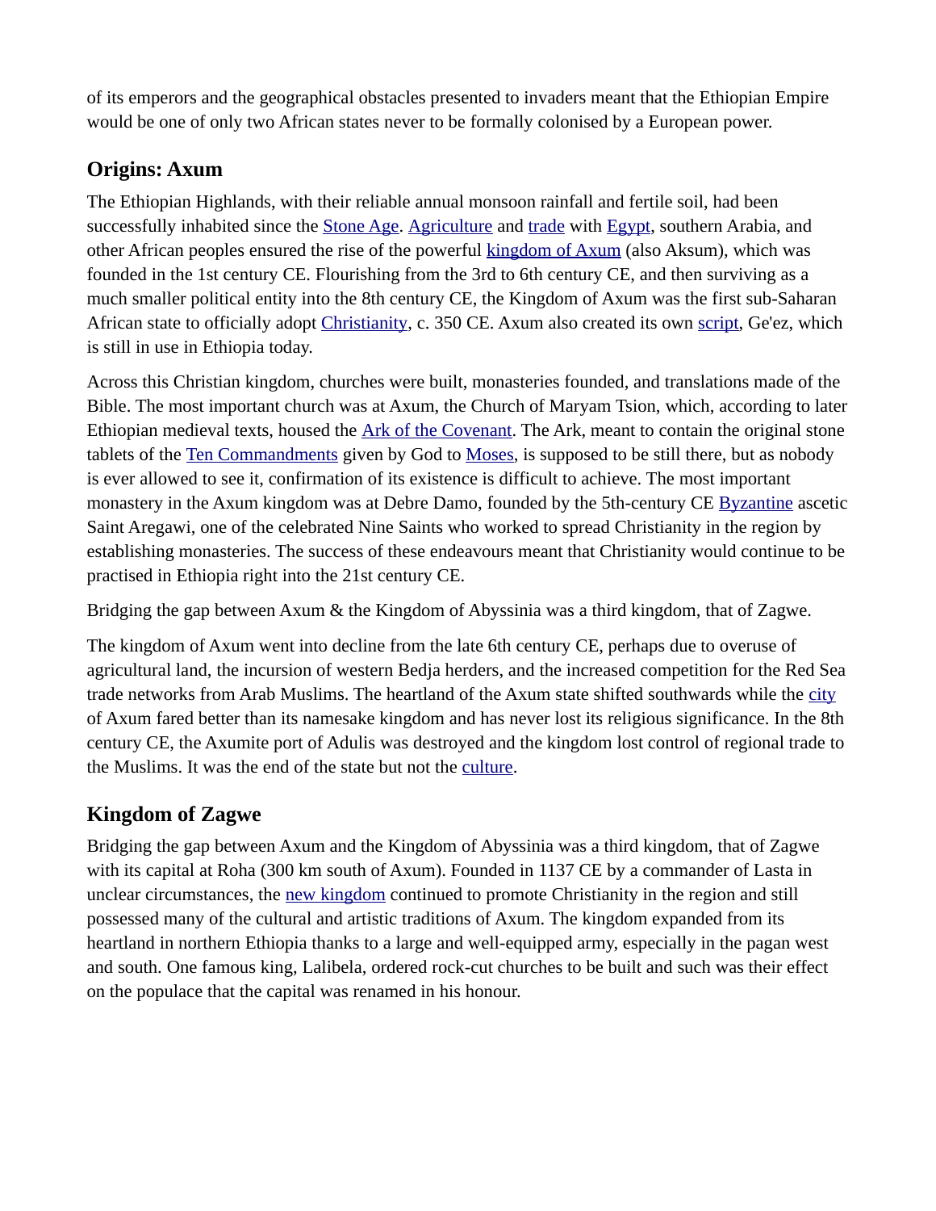of its emperors and the geographical obstacles presented to invaders meant that the Ethiopian Empire would be one of only two African states never to be formally colonised by a European power.

## Origins: Axum

The Ethiopian Highlands, with their reliable annual monsoon rainfall and fertile soil, had been successfully inhabited since the Stone Age. Agriculture and trade with Egypt, southern Arabia, and other African peoples ensured the rise of the powerful kingdom of Axum (also Aksum), which was founded in the 1st century CE. Flourishing from the 3rd to 6th century CE, and then surviving as a much smaller political entity into the 8th century CE, the Kingdom of Axum was the first sub-Saharan African state to officially adopt Christianity, c. 350 CE. Axum also created its own script, Ge'ez, which is still in use in Ethiopia today.

Across this Christian kingdom, churches were built, monasteries founded, and translations made of the Bible. The most important church was at Axum, the Church of Maryam Tsion, which, according to later Ethiopian medieval texts, housed the Ark of the Covenant. The Ark, meant to contain the original stone tablets of the Ten Commandments given by God to Moses, is supposed to be still there, but as nobody is ever allowed to see it, confirmation of its existence is difficult to achieve. The most important monastery in the Axum kingdom was at Debre Damo, founded by the 5th-century CE Byzantine ascetic Saint Aregawi, one of the celebrated Nine Saints who worked to spread Christianity in the region by establishing monasteries. The success of these endeavours meant that Christianity would continue to be practised in Ethiopia right into the 21st century CE.

Bridging the gap between Axum & the Kingdom of Abyssinia was a third kingdom, that of Zagwe.

The kingdom of Axum went into decline from the late 6th century CE, perhaps due to overuse of agricultural land, the incursion of western Bedja herders, and the increased competition for the Red Sea trade networks from Arab Muslims. The heartland of the Axum state shifted southwards while the city of Axum fared better than its namesake kingdom and has never lost its religious significance. In the 8th century CE, the Axumite port of Adulis was destroyed and the kingdom lost control of regional trade to the Muslims. It was the end of the state but not the culture.

## Kingdom of Zagwe

Bridging the gap between Axum and the Kingdom of Abyssinia was a third kingdom, that of Zagwe with its capital at Roha (300 km south of Axum). Founded in 1137 CE by a commander of Lasta in unclear circumstances, the new kingdom continued to promote Christianity in the region and still possessed many of the cultural and artistic traditions of Axum. The kingdom expanded from its heartland in northern Ethiopia thanks to a large and well-equipped army, especially in the pagan west and south. One famous king, Lalibela, ordered rock-cut churches to be built and such was their effect on the populace that the capital was renamed in his honour.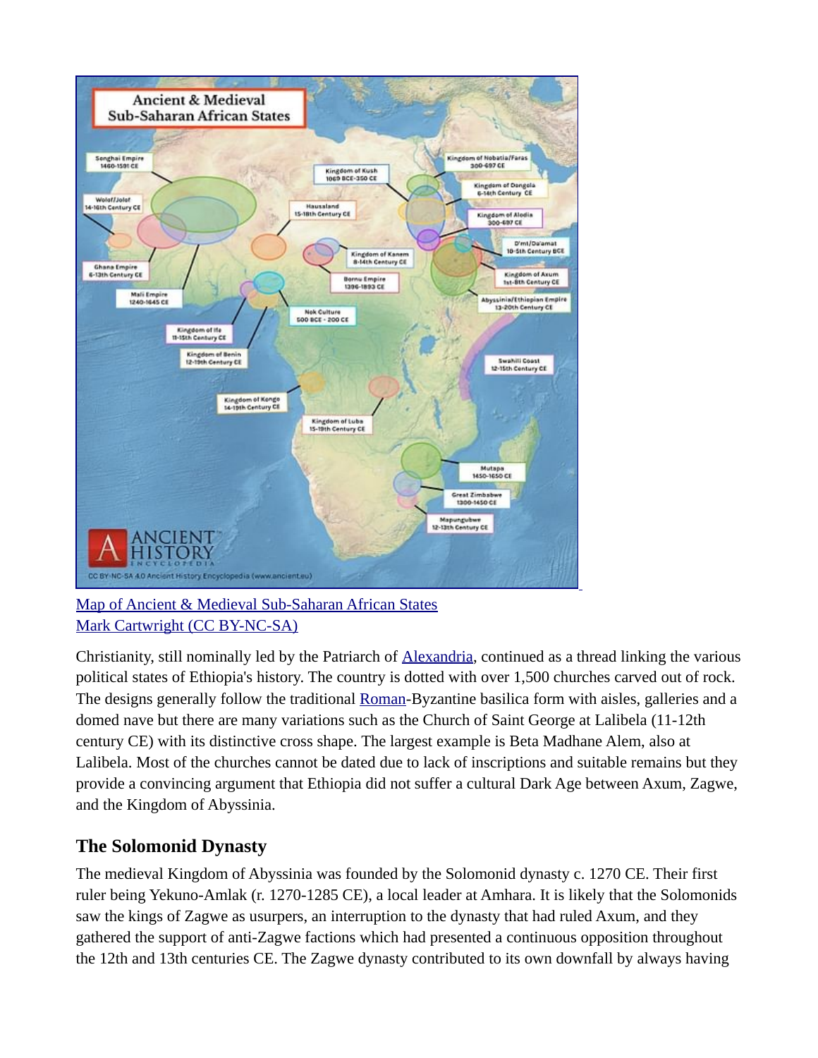[Map of Ancient & Medieval Sub-Saharan African States](#)
[Mark Cartwright (CC BY-NC-SA)](#)

Christianity, still nominally led by the Patriarch of [Alexandria](#), continued as a thread linking the various political states of Ethiopia's history. The country is dotted with over 1,500 churches carved out of rock. The designs generally follow the traditional [Roman](#)-Byzantine basilica form with aisles, galleries and a domed nave but there are many variations such as the Church of Saint George at Lalibela (11-12th century CE) with its distinctive cross shape. The largest example is Beta Madhane Alem, also at Lalibela. Most of the churches cannot be dated due to lack of inscriptions and suitable remains but they provide a convincing argument that Ethiopia did not suffer a cultural Dark Age between Axum, Zagwe, and the Kingdom of Abyssinia.

## The Solomonid Dynasty

The medieval Kingdom of Abyssinia was founded by the Solomonid dynasty c. 1270 CE. Their first ruler being Yekuno-Amlak (r. 1270-1285 CE), a local leader at Amhara. It is likely that the Solomonids saw the kings of Zagwe as usurpers, an interruption to the dynasty that had ruled Axum, and they gathered the support of anti-Zagwe factions which had presented a continuous opposition throughout the 12th and 13th centuries CE. The Zagwe dynasty contributed to its own downfall by always having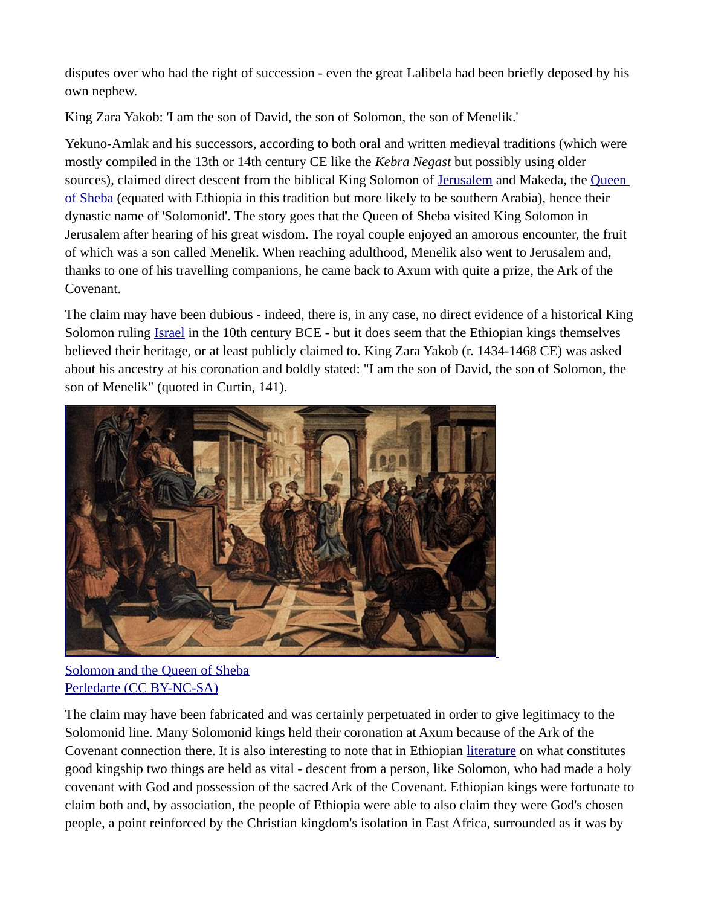disputes over who had the right of succession - even the great Lalibela had been briefly deposed by his own nephew.

King Zara Yakob: 'I am the son of David, the son of Solomon, the son of Menelik.'

Yekuno-Amlak and his successors, according to both oral and written medieval traditions (which were mostly compiled in the 13th or 14th century CE like the *Kebra Negast* but possibly using older sources), claimed direct descent from the biblical King Solomon of Jerusalem and Makeda, the Queen of Sheba (equated with Ethiopia in this tradition but more likely to be southern Arabia), hence their dynastic name of 'Solomonid'. The story goes that the Queen of Sheba visited King Solomon in Jerusalem after hearing of his great wisdom. The royal couple enjoyed an amorous encounter, the fruit of which was a son called Menelik. When reaching adulthood, Menelik also went to Jerusalem and, thanks to one of his travelling companions, he came back to Axum with quite a prize, the Ark of the Covenant.

The claim may have been dubious - indeed, there is, in any case, no direct evidence of a historical King Solomon ruling Israel in the 10th century BCE - but it does seem that the Ethiopian kings themselves believed their heritage, or at least publicly claimed to. King Zara Yakob (r. 1434-1468 CE) was asked about his ancestry at his coronation and boldly stated: "I am the son of David, the son of Solomon, the son of Menelik" (quoted in Curtin, 141).

Solomon and the Queen of Sheba
Perledarte (CC BY-NC-SA)

The claim may have been fabricated and was certainly perpetuated in order to give legitimacy to the Solomonid line. Many Solomonid kings held their coronation at Axum because of the Ark of the Covenant connection there. It is also interesting to note that in Ethiopian literature on what constitutes good kingship two things are held as vital - descent from a person, like Solomon, who had made a holy covenant with God and possession of the sacred Ark of the Covenant. Ethiopian kings were fortunate to claim both and, by association, the people of Ethiopia were able to also claim they were God's chosen people, a point reinforced by the Christian kingdom's isolation in East Africa, surrounded as it was by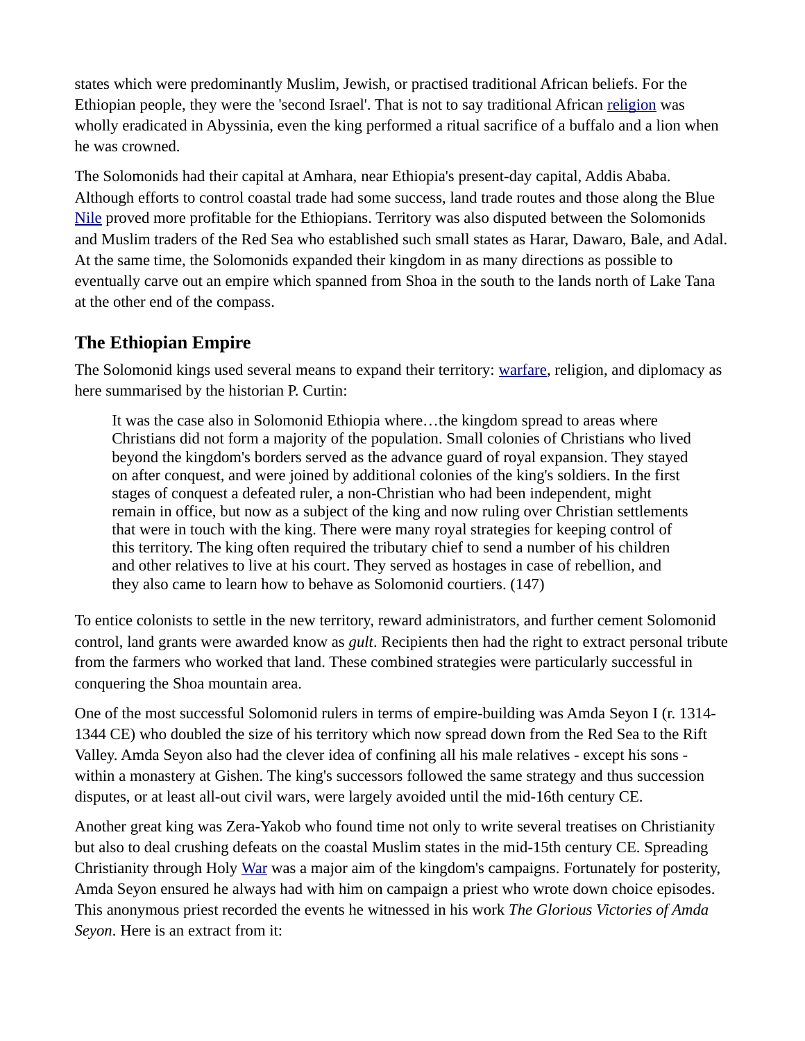states which were predominantly Muslim, Jewish, or practised traditional African beliefs. For the Ethiopian people, they were the 'second Israel'. That is not to say traditional African religion was wholly eradicated in Abyssinia, even the king performed a ritual sacrifice of a buffalo and a lion when he was crowned.

The Solomonids had their capital at Amhara, near Ethiopia's present-day capital, Addis Ababa. Although efforts to control coastal trade had some success, land trade routes and those along the Blue Nile proved more profitable for the Ethiopians. Territory was also disputed between the Solomonids and Muslim traders of the Red Sea who established such small states as Harar, Dawaro, Bale, and Adal. At the same time, the Solomonids expanded their kingdom in as many directions as possible to eventually carve out an empire which spanned from Shoa in the south to the lands north of Lake Tana at the other end of the compass.

## The Ethiopian Empire

The Solomonid kings used several means to expand their territory: warfare, religion, and diplomacy as here summarised by the historian P. Curtin:

> It was the case also in Solomonid Ethiopia where…the kingdom spread to areas where Christians did not form a majority of the population. Small colonies of Christians who lived beyond the kingdom's borders served as the advance guard of royal expansion. They stayed on after conquest, and were joined by additional colonies of the king's soldiers. In the first stages of conquest a defeated ruler, a non-Christian who had been independent, might remain in office, but now as a subject of the king and now ruling over Christian settlements that were in touch with the king. There were many royal strategies for keeping control of this territory. The king often required the tributary chief to send a number of his children and other relatives to live at his court. They served as hostages in case of rebellion, and they also came to learn how to behave as Solomonid courtiers. (147)

To entice colonists to settle in the new territory, reward administrators, and further cement Solomonid control, land grants were awarded know as *gult*. Recipients then had the right to extract personal tribute from the farmers who worked that land. These combined strategies were particularly successful in conquering the Shoa mountain area.

One of the most successful Solomonid rulers in terms of empire-building was Amda Seyon I (r. 1314-1344 CE) who doubled the size of his territory which now spread down from the Red Sea to the Rift Valley. Amda Seyon also had the clever idea of confining all his male relatives - except his sons - within a monastery at Gishen. The king's successors followed the same strategy and thus succession disputes, or at least all-out civil wars, were largely avoided until the mid-16th century CE.

Another great king was Zera-Yakob who found time not only to write several treatises on Christianity but also to deal crushing defeats on the coastal Muslim states in the mid-15th century CE. Spreading Christianity through Holy War was a major aim of the kingdom's campaigns. Fortunately for posterity, Amda Seyon ensured he always had with him on campaign a priest who wrote down choice episodes. This anonymous priest recorded the events he witnessed in his work *The Glorious Victories of Amda Seyon*. Here is an extract from it: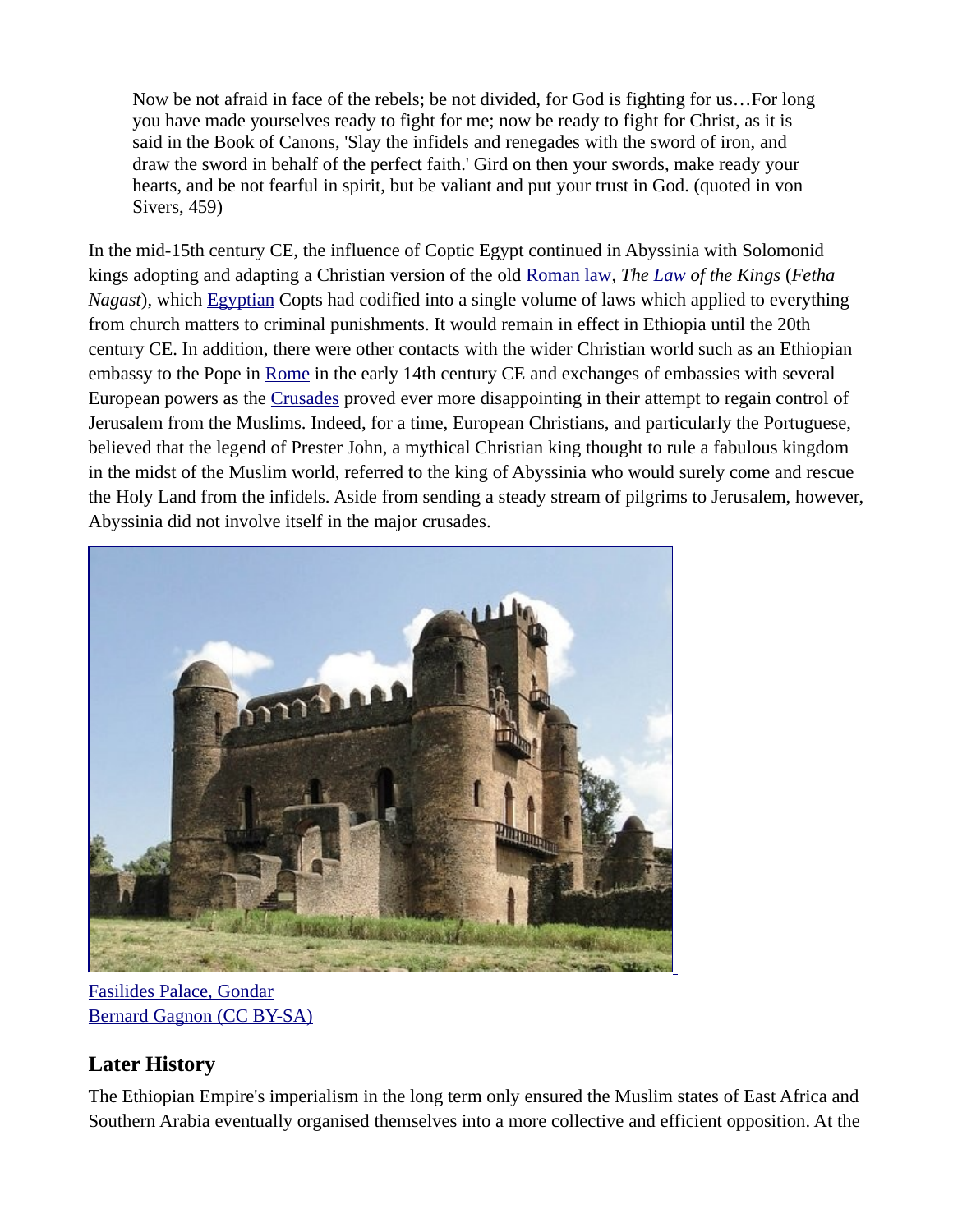> Now be not afraid in face of the rebels; be not divided, for God is fighting for us…For long you have made yourselves ready to fight for me; now be ready to fight for Christ, as it is said in the Book of Canons, 'Slay the infidels and renegades with the sword of iron, and draw the sword in behalf of the perfect faith.' Gird on then your swords, make ready your hearts, and be not fearful in spirit, but be valiant and put your trust in God. (quoted in von Sivers, 459)

In the mid-15th century CE, the influence of Coptic Egypt continued in Abyssinia with Solomonid kings adopting and adapting a Christian version of the old Roman law, *The Law of the Kings* (*Fetha Nagast*), which Egyptian Copts had codified into a single volume of laws which applied to everything from church matters to criminal punishments. It would remain in effect in Ethiopia until the 20th century CE. In addition, there were other contacts with the wider Christian world such as an Ethiopian embassy to the Pope in Rome in the early 14th century CE and exchanges of embassies with several European powers as the Crusades proved ever more disappointing in their attempt to regain control of Jerusalem from the Muslims. Indeed, for a time, European Christians, and particularly the Portuguese, believed that the legend of Prester John, a mythical Christian king thought to rule a fabulous kingdom in the midst of the Muslim world, referred to the king of Abyssinia who would surely come and rescue the Holy Land from the infidels. Aside from sending a steady stream of pilgrims to Jerusalem, however, Abyssinia did not involve itself in the major crusades.

Fasilides Palace, Gondar
Bernard Gagnon (CC BY-SA)

## Later History

The Ethiopian Empire's imperialism in the long term only ensured the Muslim states of East Africa and Southern Arabia eventually organised themselves into a more collective and efficient opposition. At the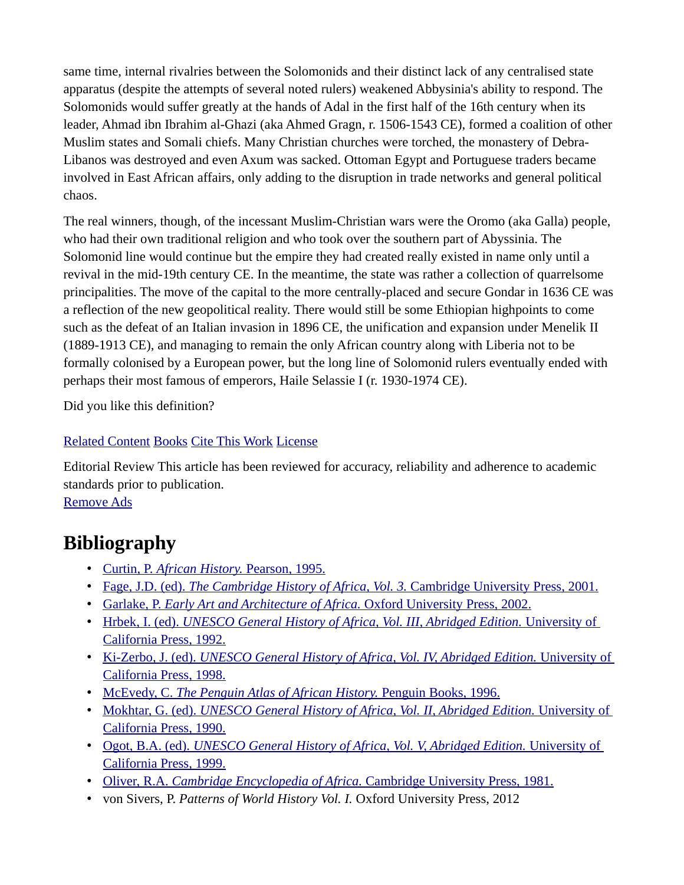same time, internal rivalries between the Solomonids and their distinct lack of any centralised state apparatus (despite the attempts of several noted rulers) weakened Abbysinia's ability to respond. The Solomonids would suffer greatly at the hands of Adal in the first half of the 16th century when its leader, Ahmad ibn Ibrahim al-Ghazi (aka Ahmed Gragn, r. 1506-1543 CE), formed a coalition of other Muslim states and Somali chiefs. Many Christian churches were torched, the monastery of Debra-Libanos was destroyed and even Axum was sacked. Ottoman Egypt and Portuguese traders became involved in East African affairs, only adding to the disruption in trade networks and general political chaos.

The real winners, though, of the incessant Muslim-Christian wars were the Oromo (aka Galla) people, who had their own traditional religion and who took over the southern part of Abyssinia. The Solomonid line would continue but the empire they had created really existed in name only until a revival in the mid-19th century CE. In the meantime, the state was rather a collection of quarrelsome principalities. The move of the capital to the more centrally-placed and secure Gondar in 1636 CE was a reflection of the new geopolitical reality. There would still be some Ethiopian highpoints to come such as the defeat of an Italian invasion in 1896 CE, the unification and expansion under Menelik II (1889-1913 CE), and managing to remain the only African country along with Liberia not to be formally colonised by a European power, but the long line of Solomonid rulers eventually ended with perhaps their most famous of emperors, Haile Selassie I (r. 1930-1974 CE).

Did you like this definition?

Related Content Books Cite This Work License

Editorial Review This article has been reviewed for accuracy, reliability and adherence to academic standards prior to publication.
Remove Ads

## Bibliography

- Curtin, P. *African History.* Pearson, 1995.
- Fage, J.D. (ed). *The Cambridge History of Africa, Vol. 3.* Cambridge University Press, 2001.
- Garlake, P. *Early Art and Architecture of Africa.* Oxford University Press, 2002.
- Hrbek, I. (ed). *UNESCO General History of Africa, Vol. III, Abridged Edition.* University of California Press, 1992.
- Ki-Zerbo, J. (ed). *UNESCO General History of Africa, Vol. IV, Abridged Edition.* University of California Press, 1998.
- McEvedy, C. *The Penguin Atlas of African History.* Penguin Books, 1996.
- Mokhtar, G. (ed). *UNESCO General History of Africa, Vol. II, Abridged Edition.* University of California Press, 1990.
- Ogot, B.A. (ed). *UNESCO General History of Africa, Vol. V, Abridged Edition.* University of California Press, 1999.
- Oliver, R.A. *Cambridge Encyclopedia of Africa.* Cambridge University Press, 1981.
- von Sivers, P. *Patterns of World History Vol. I.* Oxford University Press, 2012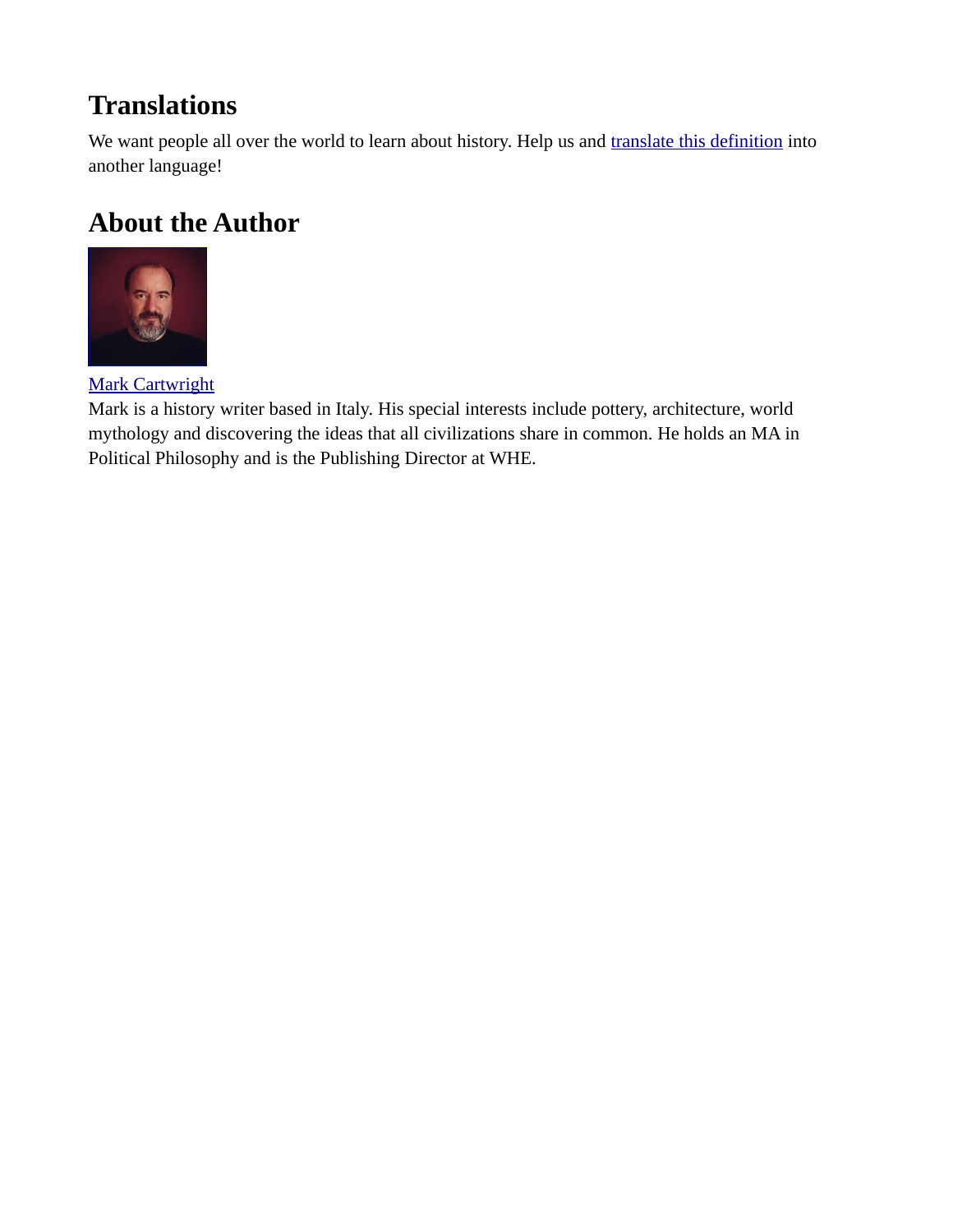## Translations

We want people all over the world to learn about history. Help us and translate this definition into another language!

## About the Author

Mark Cartwright

Mark is a history writer based in Italy. His special interests include pottery, architecture, world mythology and discovering the ideas that all civilizations share in common. He holds an MA in Political Philosophy and is the Publishing Director at WHE.